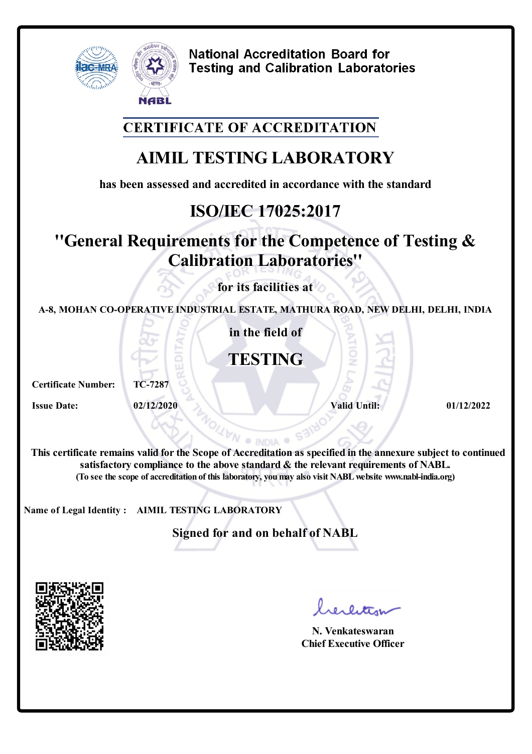National Accreditation Board for Testing and Calibration Laboratories

## CERTIFICATE OF ACCREDITATION

# AIMIL TESTING LABORATORY

has been assessed and accredited in accordance with the standard

## ISO/IEC 17025:2017

## "General Requirements for the Competence of Testing & Calibration Laboratories"

for its facilities at

A-8, MOHAN CO-OPERATIVE INDUSTRIAL ESTATE, MATHURA ROAD, NEW DELHI, DELHI, INDIA

in the field of

## TESTING

**Certificate Number:** TC-7287

**Issue Date:** 02/12/2020 **Valid Until:** 01/12/2022

This certificate remains valid for the Scope of Accreditation as specified in the annexure subject to continued satisfactory compliance to the above standard & the relevant requirements of NABL.

(To see the scope of accreditation of this laboratory, you may also visit NABL website www.nabl-india.org)

**Name of Legal Identity :** AIMIL TESTING LABORATORY

Signed for and on behalf of NABL

N. Venkateswaran
Chief Executive Officer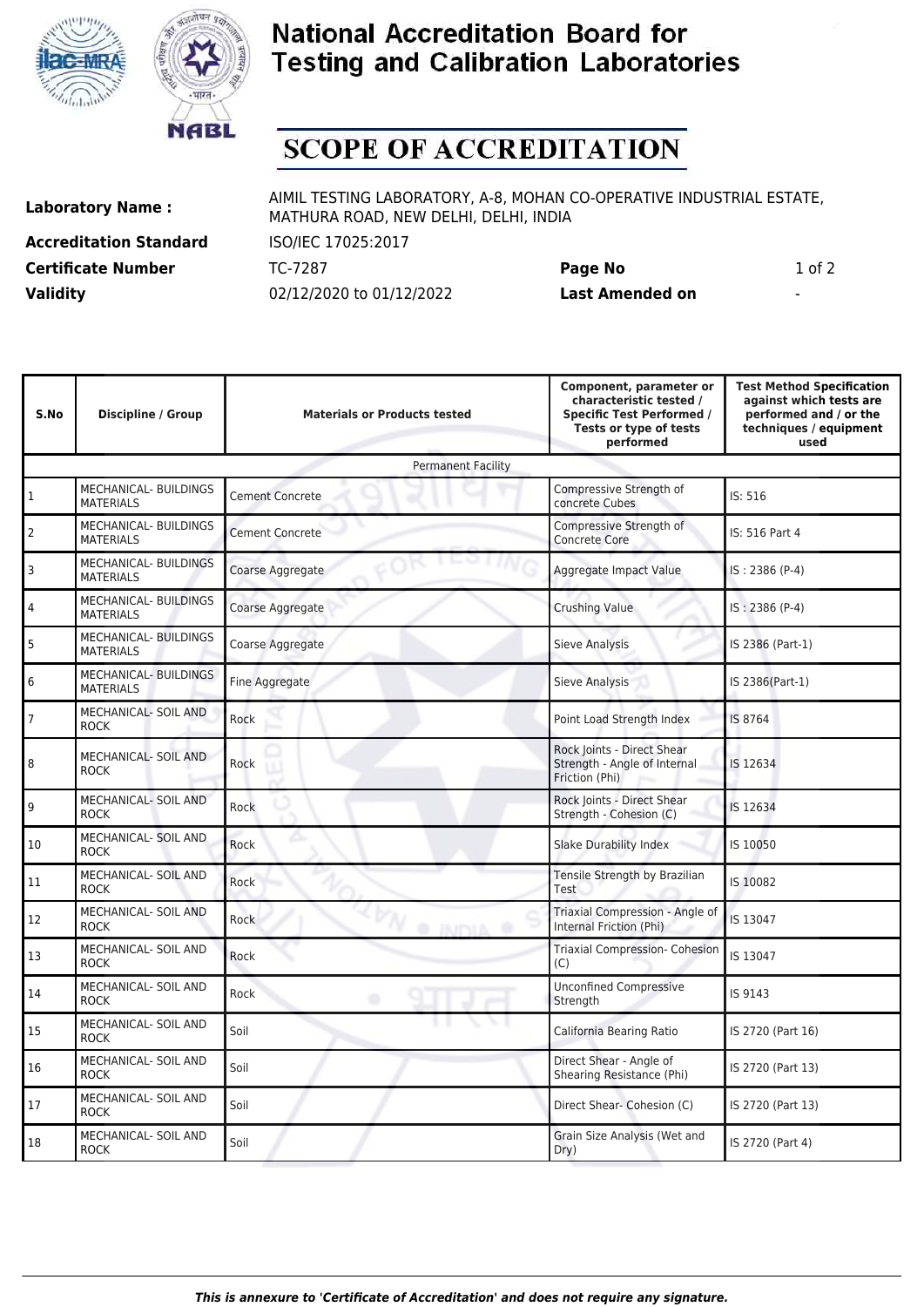# National Accreditation Board for Testing and Calibration Laboratories

# SCOPE OF ACCREDITATION

| | | | |
|---|---|---|---|
| **Laboratory Name :** | AIMIL TESTING LABORATORY, A-8, MOHAN CO-OPERATIVE INDUSTRIAL ESTATE, MATHURA ROAD, NEW DELHI, DELHI, INDIA | | |
| **Accreditation Standard** | ISO/IEC 17025:2017 | | |
| **Certificate Number** | TC-7287 | **Page No** | 1 of 2 |
| **Validity** | 02/12/2020 to 01/12/2022 | **Last Amended on** | - |

| S.No | Discipline / Group | Materials or Products tested | Component, parameter or characteristic tested / Specific Test Performed / Tests or type of tests performed | Test Method Specification against which tests are performed and / or the techniques / equipment used |
|---|---|---|---|---|
| | | Permanent Facility | | |
| 1 | MECHANICAL- BUILDINGS MATERIALS | Cement Concrete | Compressive Strength of concrete Cubes | IS: 516 |
| 2 | MECHANICAL- BUILDINGS MATERIALS | Cement Concrete | Compressive Strength of Concrete Core | IS: 516 Part 4 |
| 3 | MECHANICAL- BUILDINGS MATERIALS | Coarse Aggregate | Aggregate Impact Value | IS : 2386 (P-4) |
| 4 | MECHANICAL- BUILDINGS MATERIALS | Coarse Aggregate | Crushing Value | IS : 2386 (P-4) |
| 5 | MECHANICAL- BUILDINGS MATERIALS | Coarse Aggregate | Sieve Analysis | IS 2386 (Part-1) |
| 6 | MECHANICAL- BUILDINGS MATERIALS | Fine Aggregate | Sieve Analysis | IS 2386(Part-1) |
| 7 | MECHANICAL- SOIL AND ROCK | Rock | Point Load Strength Index | IS 8764 |
| 8 | MECHANICAL- SOIL AND ROCK | Rock | Rock Joints - Direct Shear Strength - Angle of Internal Friction (Phi) | IS 12634 |
| 9 | MECHANICAL- SOIL AND ROCK | Rock | Rock Joints - Direct Shear Strength - Cohesion (C) | IS 12634 |
| 10 | MECHANICAL- SOIL AND ROCK | Rock | Slake Durability Index | IS 10050 |
| 11 | MECHANICAL- SOIL AND ROCK | Rock | Tensile Strength by Brazilian Test | IS 10082 |
| 12 | MECHANICAL- SOIL AND ROCK | Rock | Triaxial Compression - Angle of Internal Friction (Phi) | IS 13047 |
| 13 | MECHANICAL- SOIL AND ROCK | Rock | Triaxial Compression- Cohesion (C) | IS 13047 |
| 14 | MECHANICAL- SOIL AND ROCK | Rock | Unconfined Compressive Strength | IS 9143 |
| 15 | MECHANICAL- SOIL AND ROCK | Soil | California Bearing Ratio | IS 2720 (Part 16) |
| 16 | MECHANICAL- SOIL AND ROCK | Soil | Direct Shear - Angle of Shearing Resistance (Phi) | IS 2720 (Part 13) |
| 17 | MECHANICAL- SOIL AND ROCK | Soil | Direct Shear- Cohesion (C) | IS 2720 (Part 13) |
| 18 | MECHANICAL- SOIL AND ROCK | Soil | Grain Size Analysis (Wet and Dry) | IS 2720 (Part 4) |

*This is annexure to 'Certificate of Accreditation' and does not require any signature.*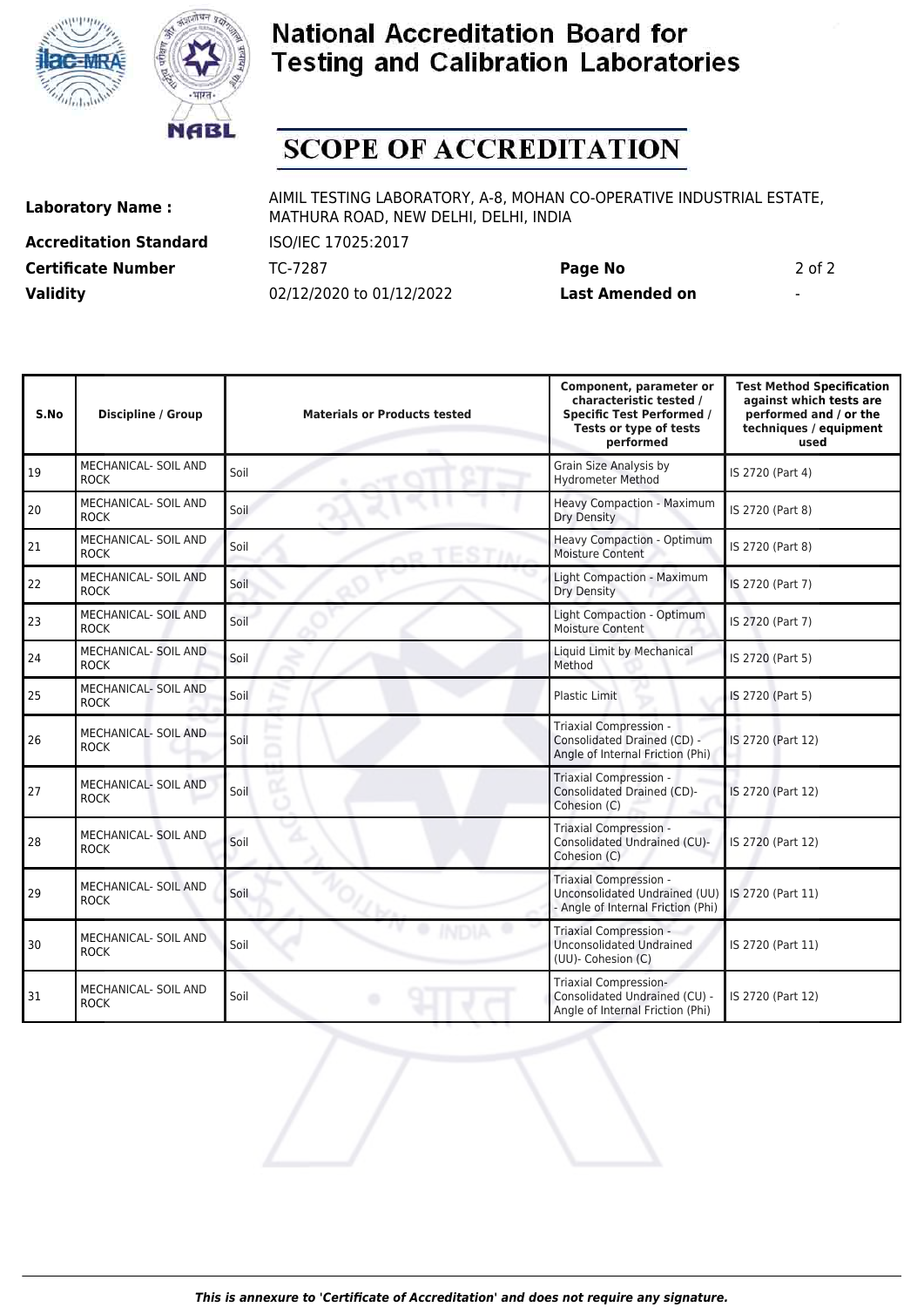# National Accreditation Board for Testing and Calibration Laboratories

## SCOPE OF ACCREDITATION

**Laboratory Name :** AIMIL TESTING LABORATORY, A-8, MOHAN CO-OPERATIVE INDUSTRIAL ESTATE, MATHURA ROAD, NEW DELHI, DELHI, INDIA

**Accreditation Standard** ISO/IEC 17025:2017

**Certificate Number** TC-7287 **Page No** 2 of 2

**Validity** 02/12/2020 to 01/12/2022 **Last Amended on** -

| S.No | Discipline / Group | Materials or Products tested | Component, parameter or characteristic tested / Specific Test Performed / Tests or type of tests performed | Test Method Specification against which tests are performed and / or the techniques / equipment used |
|---|---|---|---|---|
| 19 | MECHANICAL- SOIL AND ROCK | Soil | Grain Size Analysis by Hydrometer Method | IS 2720 (Part 4) |
| 20 | MECHANICAL- SOIL AND ROCK | Soil | Heavy Compaction - Maximum Dry Density | IS 2720 (Part 8) |
| 21 | MECHANICAL- SOIL AND ROCK | Soil | Heavy Compaction - Optimum Moisture Content | IS 2720 (Part 8) |
| 22 | MECHANICAL- SOIL AND ROCK | Soil | Light Compaction - Maximum Dry Density | IS 2720 (Part 7) |
| 23 | MECHANICAL- SOIL AND ROCK | Soil | Light Compaction - Optimum Moisture Content | IS 2720 (Part 7) |
| 24 | MECHANICAL- SOIL AND ROCK | Soil | Liquid Limit by Mechanical Method | IS 2720 (Part 5) |
| 25 | MECHANICAL- SOIL AND ROCK | Soil | Plastic Limit | IS 2720 (Part 5) |
| 26 | MECHANICAL- SOIL AND ROCK | Soil | Triaxial Compression - Consolidated Drained (CD) - Angle of Internal Friction (Phi) | IS 2720 (Part 12) |
| 27 | MECHANICAL- SOIL AND ROCK | Soil | Triaxial Compression - Consolidated Drained (CD)- Cohesion (C) | IS 2720 (Part 12) |
| 28 | MECHANICAL- SOIL AND ROCK | Soil | Triaxial Compression - Consolidated Undrained (CU)- Cohesion (C) | IS 2720 (Part 12) |
| 29 | MECHANICAL- SOIL AND ROCK | Soil | Triaxial Compression - Unconsolidated Undrained (UU) - Angle of Internal Friction (Phi) | IS 2720 (Part 11) |
| 30 | MECHANICAL- SOIL AND ROCK | Soil | Triaxial Compression - Unconsolidated Undrained (UU)- Cohesion (C) | IS 2720 (Part 11) |
| 31 | MECHANICAL- SOIL AND ROCK | Soil | Triaxial Compression- Consolidated Undrained (CU) - Angle of Internal Friction (Phi) | IS 2720 (Part 12) |

*This is annexure to 'Certificate of Accreditation' and does not require any signature.*